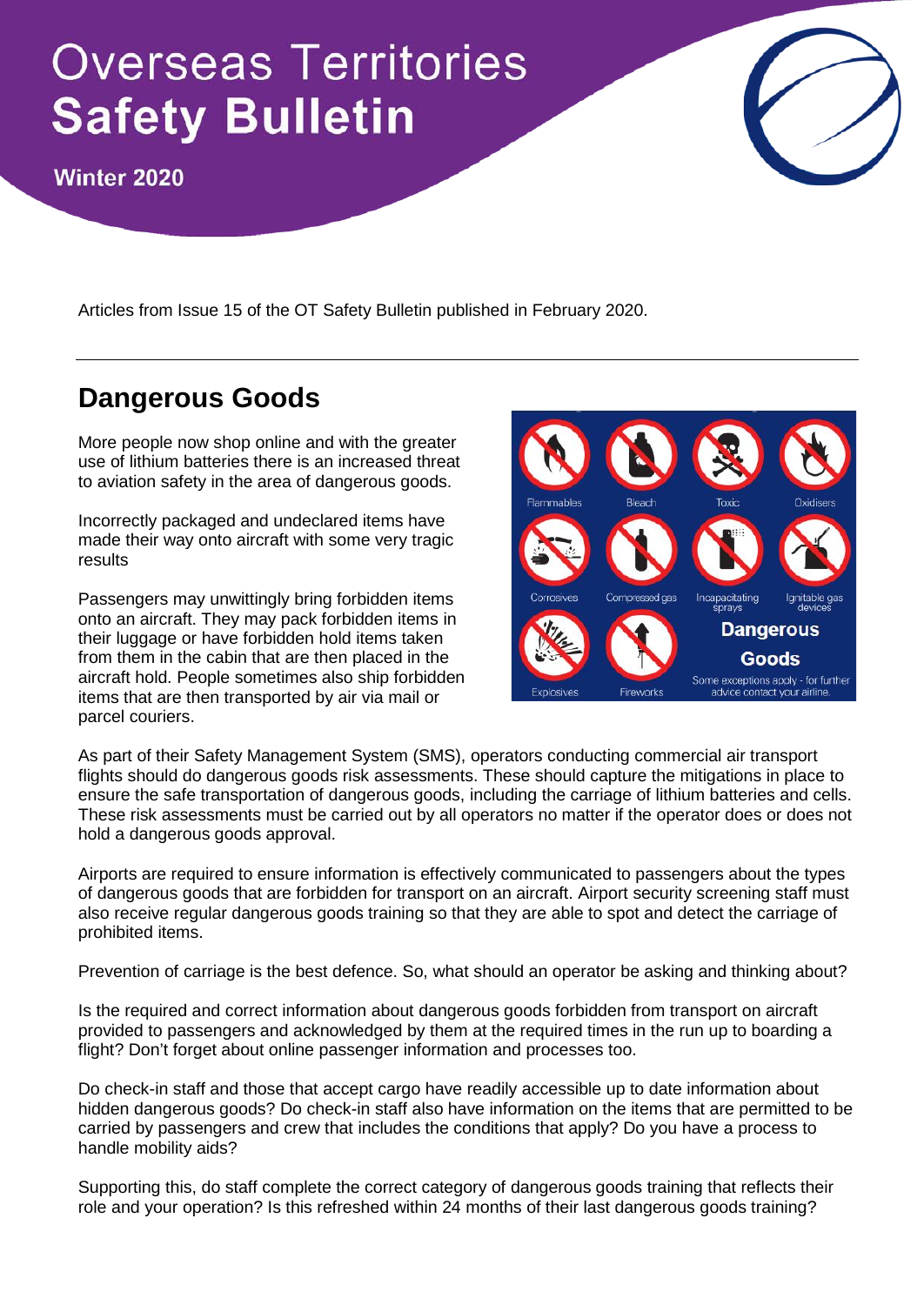# Overseas Territories
# Safety Bulletin

**Winter 2020**

Articles from Issue 15 of the OT Safety Bulletin published in February 2020.

---

## Dangerous Goods

More people now shop online and with the greater use of lithium batteries there is an increased threat to aviation safety in the area of dangerous goods.

Incorrectly packaged and undeclared items have made their way onto aircraft with some very tragic results

Passengers may unwittingly bring forbidden items onto an aircraft. They may pack forbidden items in their luggage or have forbidden hold items taken from them in the cabin that are then placed in the aircraft hold. People sometimes also ship forbidden items that are then transported by air via mail or parcel couriers.

As part of their Safety Management System (SMS), operators conducting commercial air transport flights should do dangerous goods risk assessments. These should capture the mitigations in place to ensure the safe transportation of dangerous goods, including the carriage of lithium batteries and cells. These risk assessments must be carried out by all operators no matter if the operator does or does not hold a dangerous goods approval.

Airports are required to ensure information is effectively communicated to passengers about the types of dangerous goods that are forbidden for transport on an aircraft. Airport security screening staff must also receive regular dangerous goods training so that they are able to spot and detect the carriage of prohibited items.

Prevention of carriage is the best defence. So, what should an operator be asking and thinking about?

Is the required and correct information about dangerous goods forbidden from transport on aircraft provided to passengers and acknowledged by them at the required times in the run up to boarding a flight? Don't forget about online passenger information and processes too.

Do check-in staff and those that accept cargo have readily accessible up to date information about hidden dangerous goods? Do check-in staff also have information on the items that are permitted to be carried by passengers and crew that includes the conditions that apply? Do you have a process to handle mobility aids?

Supporting this, do staff complete the correct category of dangerous goods training that reflects their role and your operation? Is this refreshed within 24 months of their last dangerous goods training?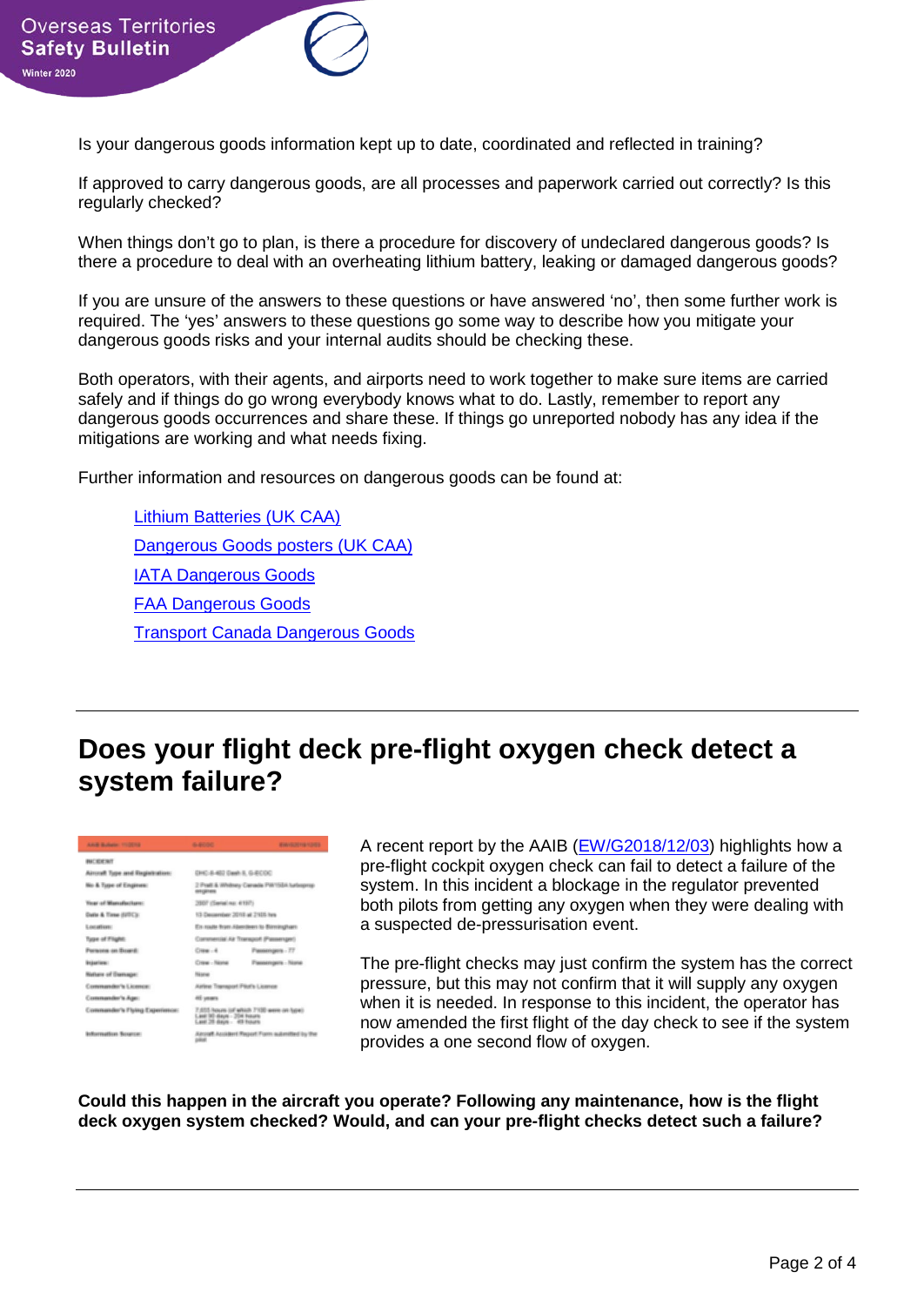Is your dangerous goods information kept up to date, coordinated and reflected in training?

If approved to carry dangerous goods, are all processes and paperwork carried out correctly? Is this regularly checked?

When things don't go to plan, is there a procedure for discovery of undeclared dangerous goods? Is there a procedure to deal with an overheating lithium battery, leaking or damaged dangerous goods?

If you are unsure of the answers to these questions or have answered 'no', then some further work is required. The 'yes' answers to these questions go some way to describe how you mitigate your dangerous goods risks and your internal audits should be checking these.

Both operators, with their agents, and airports need to work together to make sure items are carried safely and if things do go wrong everybody knows what to do. Lastly, remember to report any dangerous goods occurrences and share these. If things go unreported nobody has any idea if the mitigations are working and what needs fixing.

Further information and resources on dangerous goods can be found at:

- Lithium Batteries (UK CAA)
- Dangerous Goods posters (UK CAA)
- IATA Dangerous Goods
- FAA Dangerous Goods
- Transport Canada Dangerous Goods

---

## Does your flight deck pre-flight oxygen check detect a system failure?

A recent report by the AAIB (EW/G2018/12/03) highlights how a pre-flight cockpit oxygen check can fail to detect a failure of the system. In this incident a blockage in the regulator prevented both pilots from getting any oxygen when they were dealing with a suspected de-pressurisation event.

The pre-flight checks may just confirm the system has the correct pressure, but this may not confirm that it will supply any oxygen when it is needed. In response to this incident, the operator has now amended the first flight of the day check to see if the system provides a one second flow of oxygen.

**Could this happen in the aircraft you operate? Following any maintenance, how is the flight deck oxygen system checked? Would, and can your pre-flight checks detect such a failure?**

---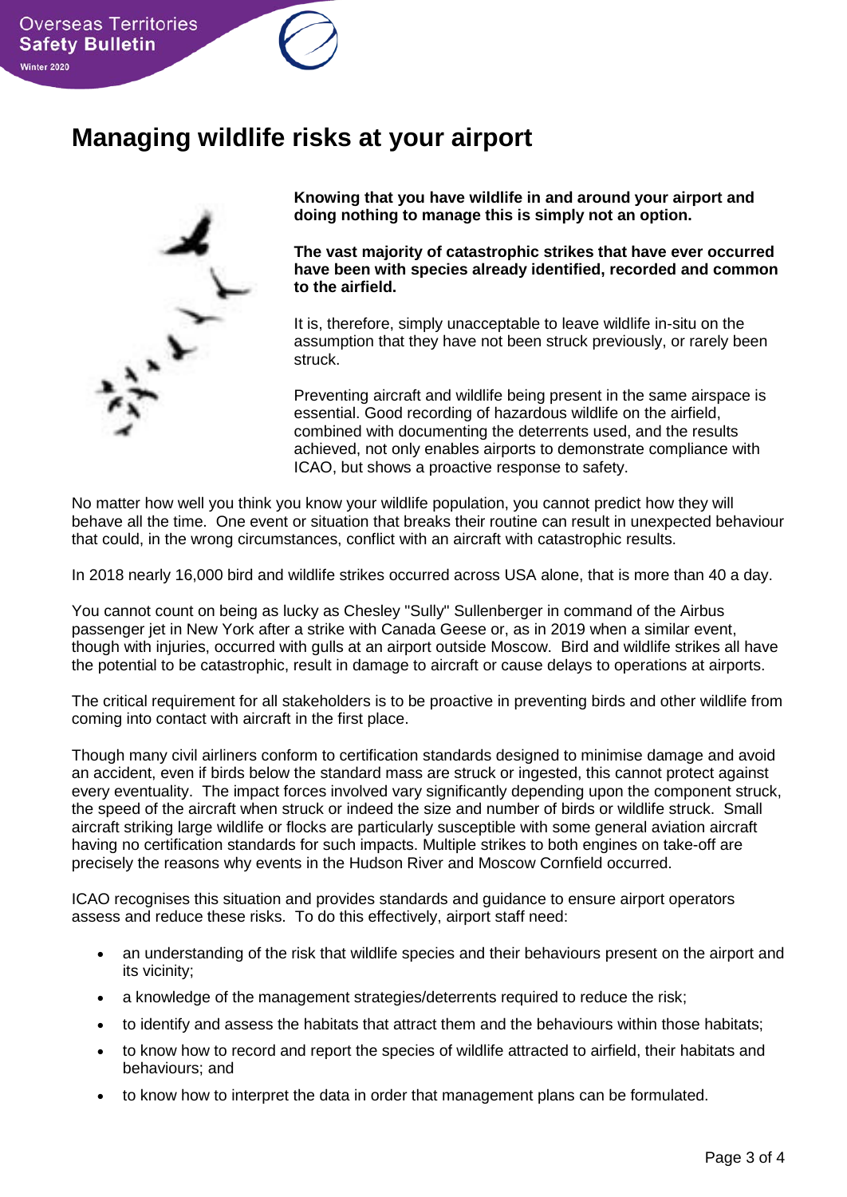# Managing wildlife risks at your airport

**Knowing that you have wildlife in and around your airport and doing nothing to manage this is simply not an option.**

**The vast majority of catastrophic strikes that have ever occurred have been with species already identified, recorded and common to the airfield.**

It is, therefore, simply unacceptable to leave wildlife in-situ on the assumption that they have not been struck previously, or rarely been struck.

Preventing aircraft and wildlife being present in the same airspace is essential. Good recording of hazardous wildlife on the airfield, combined with documenting the deterrents used, and the results achieved, not only enables airports to demonstrate compliance with ICAO, but shows a proactive response to safety.

No matter how well you think you know your wildlife population, you cannot predict how they will behave all the time. One event or situation that breaks their routine can result in unexpected behaviour that could, in the wrong circumstances, conflict with an aircraft with catastrophic results.

In 2018 nearly 16,000 bird and wildlife strikes occurred across USA alone, that is more than 40 a day.

You cannot count on being as lucky as Chesley "Sully" Sullenberger in command of the Airbus passenger jet in New York after a strike with Canada Geese or, as in 2019 when a similar event, though with injuries, occurred with gulls at an airport outside Moscow. Bird and wildlife strikes all have the potential to be catastrophic, result in damage to aircraft or cause delays to operations at airports.

The critical requirement for all stakeholders is to be proactive in preventing birds and other wildlife from coming into contact with aircraft in the first place.

Though many civil airliners conform to certification standards designed to minimise damage and avoid an accident, even if birds below the standard mass are struck or ingested, this cannot protect against every eventuality. The impact forces involved vary significantly depending upon the component struck, the speed of the aircraft when struck or indeed the size and number of birds or wildlife struck. Small aircraft striking large wildlife or flocks are particularly susceptible with some general aviation aircraft having no certification standards for such impacts. Multiple strikes to both engines on take-off are precisely the reasons why events in the Hudson River and Moscow Cornfield occurred.

ICAO recognises this situation and provides standards and guidance to ensure airport operators assess and reduce these risks. To do this effectively, airport staff need:

- an understanding of the risk that wildlife species and their behaviours present on the airport and its vicinity;
- a knowledge of the management strategies/deterrents required to reduce the risk;
- to identify and assess the habitats that attract them and the behaviours within those habitats;
- to know how to record and report the species of wildlife attracted to airfield, their habitats and behaviours; and
- to know how to interpret the data in order that management plans can be formulated.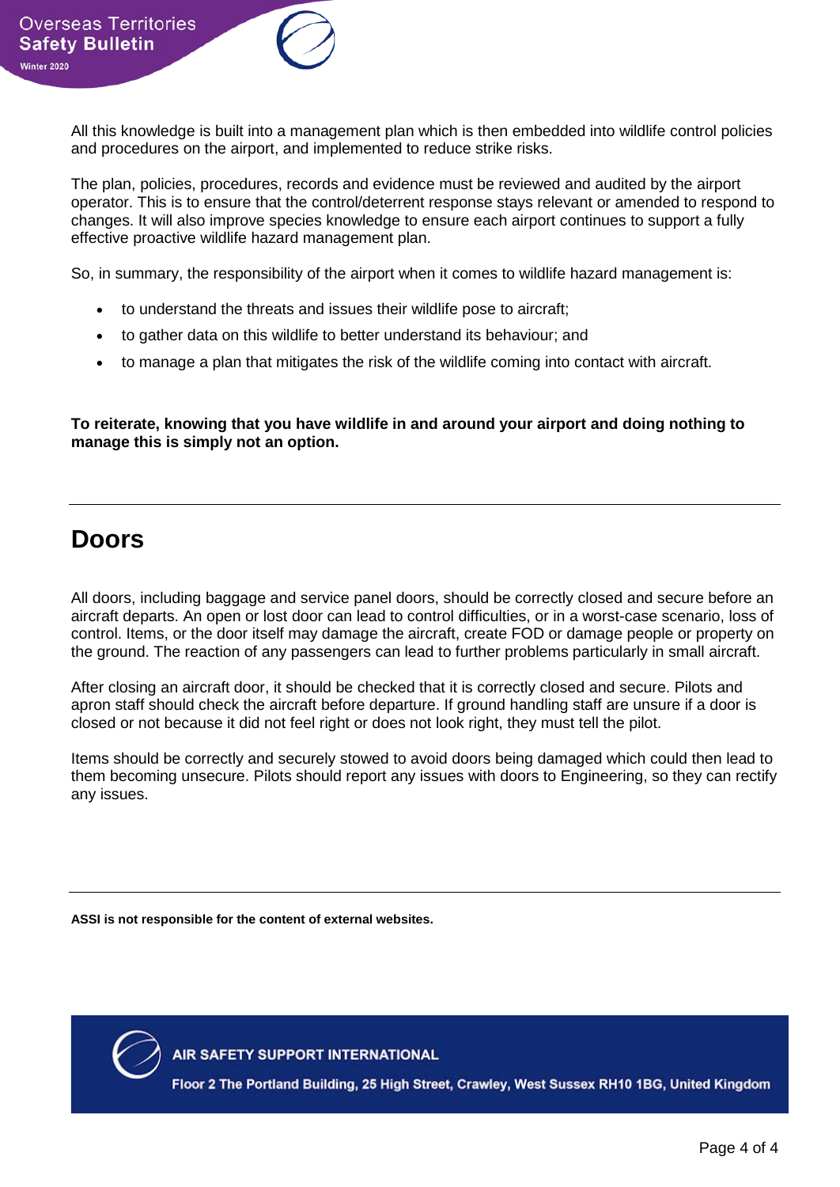All this knowledge is built into a management plan which is then embedded into wildlife control policies and procedures on the airport, and implemented to reduce strike risks.

The plan, policies, procedures, records and evidence must be reviewed and audited by the airport operator. This is to ensure that the control/deterrent response stays relevant or amended to respond to changes. It will also improve species knowledge to ensure each airport continues to support a fully effective proactive wildlife hazard management plan.

So, in summary, the responsibility of the airport when it comes to wildlife hazard management is:

- to understand the threats and issues their wildlife pose to aircraft;
- to gather data on this wildlife to better understand its behaviour; and
- to manage a plan that mitigates the risk of the wildlife coming into contact with aircraft.

**To reiterate, knowing that you have wildlife in and around your airport and doing nothing to manage this is simply not an option.**

---

# Doors

All doors, including baggage and service panel doors, should be correctly closed and secure before an aircraft departs. An open or lost door can lead to control difficulties, or in a worst-case scenario, loss of control. Items, or the door itself may damage the aircraft, create FOD or damage people or property on the ground. The reaction of any passengers can lead to further problems particularly in small aircraft.

After closing an aircraft door, it should be checked that it is correctly closed and secure. Pilots and apron staff should check the aircraft before departure. If ground handling staff are unsure if a door is closed or not because it did not feel right or does not look right, they must tell the pilot.

Items should be correctly and securely stowed to avoid doors being damaged which could then lead to them becoming unsecure. Pilots should report any issues with doors to Engineering, so they can rectify any issues.

---

**ASSI is not responsible for the content of external websites.**

AIR SAFETY SUPPORT INTERNATIONAL

Floor 2 The Portland Building, 25 High Street, Crawley, West Sussex RH10 1BG, United Kingdom